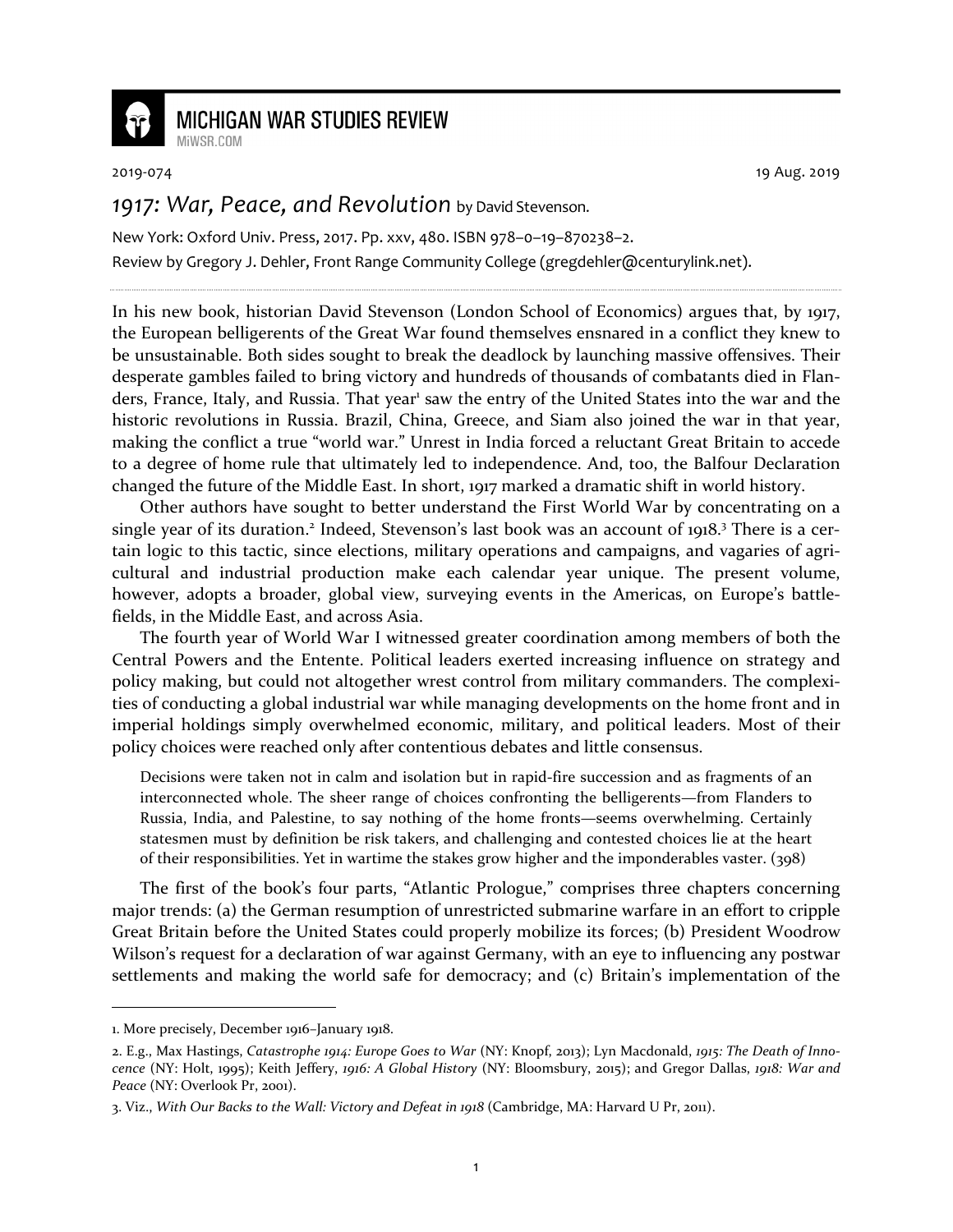# MICHIGAN WAR STUDIES REVIEW

MiWSR.COM

2019-074 19 Aug. 2019

## *1917: War, Peace, and Revolution* by David Stevenson.

New York: Oxford Univ. Press, 2017. Pp. xxv, 480. ISBN 978–0–19–870238–2.

Review by Gregory J. Dehler, Front Range Community College (gregdehler@centurylink.net).

---

In his new book, historian David Stevenson (London School of Economics) argues that, by 1917, the European belligerents of the Great War found themselves ensnared in a conflict they knew to be unsustainable. Both sides sought to break the deadlock by launching massive offensives. Their desperate gambles failed to bring victory and hundreds of thousands of combatants died in Flanders, France, Italy, and Russia. That year[1] saw the entry of the United States into the war and the historic revolutions in Russia. Brazil, China, Greece, and Siam also joined the war in that year, making the conflict a true "world war." Unrest in India forced a reluctant Great Britain to accede to a degree of home rule that ultimately led to independence. And, too, the Balfour Declaration changed the future of the Middle East. In short, 1917 marked a dramatic shift in world history.

Other authors have sought to better understand the First World War by concentrating on a single year of its duration.[2] Indeed, Stevenson's last book was an account of 1918.[3] There is a certain logic to this tactic, since elections, military operations and campaigns, and vagaries of agricultural and industrial production make each calendar year unique. The present volume, however, adopts a broader, global view, surveying events in the Americas, on Europe's battlefields, in the Middle East, and across Asia.

The fourth year of World War I witnessed greater coordination among members of both the Central Powers and the Entente. Political leaders exerted increasing influence on strategy and policy making, but could not altogether wrest control from military commanders. The complexities of conducting a global industrial war while managing developments on the home front and in imperial holdings simply overwhelmed economic, military, and political leaders. Most of their policy choices were reached only after contentious debates and little consensus.

> Decisions were taken not in calm and isolation but in rapid-fire succession and as fragments of an interconnected whole. The sheer range of choices confronting the belligerents—from Flanders to Russia, India, and Palestine, to say nothing of the home fronts—seems overwhelming. Certainly statesmen must by definition be risk takers, and challenging and contested choices lie at the heart of their responsibilities. Yet in wartime the stakes grow higher and the imponderables vaster. (398)

The first of the book's four parts, "Atlantic Prologue," comprises three chapters concerning major trends: (a) the German resumption of unrestricted submarine warfare in an effort to cripple Great Britain before the United States could properly mobilize its forces; (b) President Woodrow Wilson's request for a declaration of war against Germany, with an eye to influencing any postwar settlements and making the world safe for democracy; and (c) Britain's implementation of the

---

1. More precisely, December 1916–January 1918.

2. E.g., Max Hastings, *Catastrophe 1914: Europe Goes to War* (NY: Knopf, 2013); Lyn Macdonald, *1915: The Death of Innocence* (NY: Holt, 1995); Keith Jeffery, *1916: A Global History* (NY: Bloomsbury, 2015); and Gregor Dallas, *1918: War and Peace* (NY: Overlook Pr, 2001).

3. Viz., *With Our Backs to the Wall: Victory and Defeat in 1918* (Cambridge, MA: Harvard U Pr, 2011).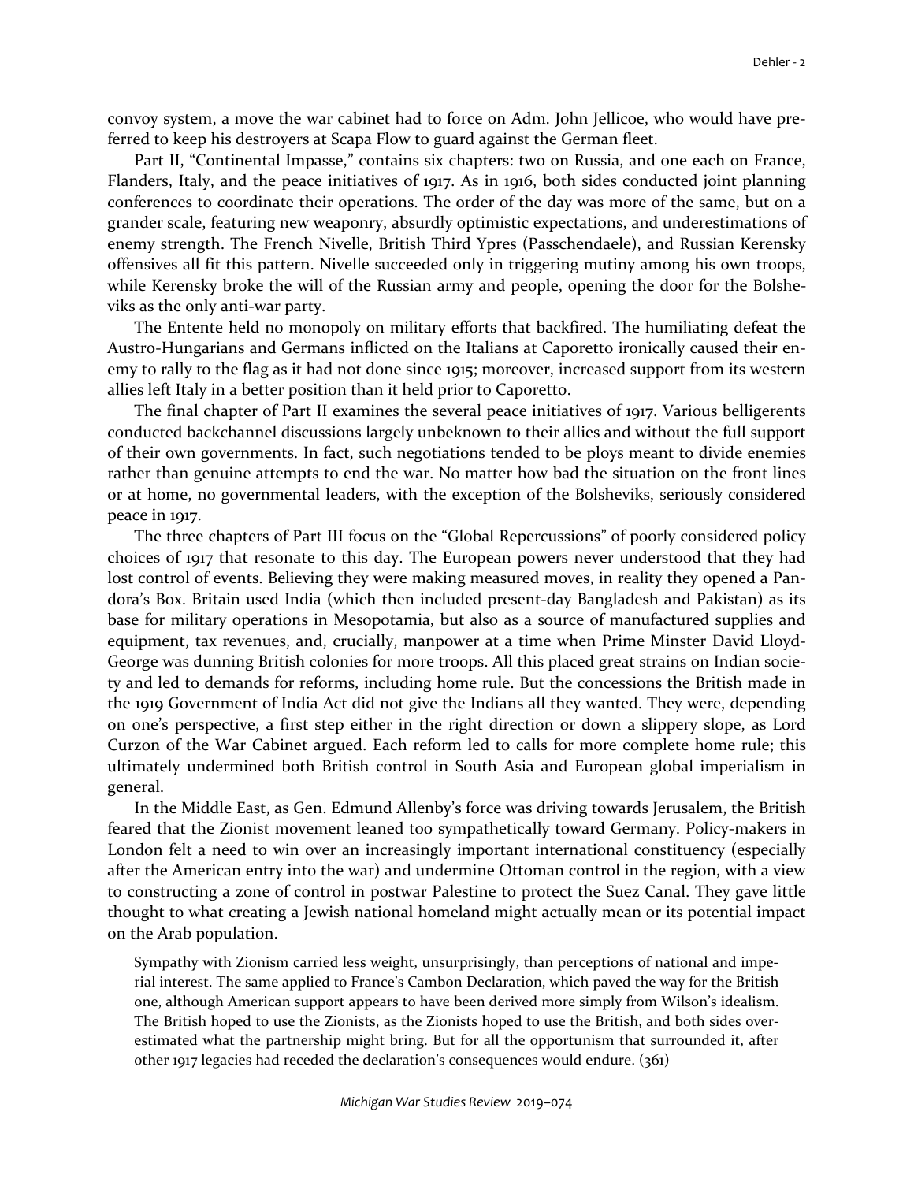convoy system, a move the war cabinet had to force on Adm. John Jellicoe, who would have preferred to keep his destroyers at Scapa Flow to guard against the German fleet.

Part II, "Continental Impasse," contains six chapters: two on Russia, and one each on France, Flanders, Italy, and the peace initiatives of 1917. As in 1916, both sides conducted joint planning conferences to coordinate their operations. The order of the day was more of the same, but on a grander scale, featuring new weaponry, absurdly optimistic expectations, and underestimations of enemy strength. The French Nivelle, British Third Ypres (Passchendaele), and Russian Kerensky offensives all fit this pattern. Nivelle succeeded only in triggering mutiny among his own troops, while Kerensky broke the will of the Russian army and people, opening the door for the Bolsheviks as the only anti-war party.

The Entente held no monopoly on military efforts that backfired. The humiliating defeat the Austro-Hungarians and Germans inflicted on the Italians at Caporetto ironically caused their enemy to rally to the flag as it had not done since 1915; moreover, increased support from its western allies left Italy in a better position than it held prior to Caporetto.

The final chapter of Part II examines the several peace initiatives of 1917. Various belligerents conducted backchannel discussions largely unbeknown to their allies and without the full support of their own governments. In fact, such negotiations tended to be ploys meant to divide enemies rather than genuine attempts to end the war. No matter how bad the situation on the front lines or at home, no governmental leaders, with the exception of the Bolsheviks, seriously considered peace in 1917.

The three chapters of Part III focus on the "Global Repercussions" of poorly considered policy choices of 1917 that resonate to this day. The European powers never understood that they had lost control of events. Believing they were making measured moves, in reality they opened a Pandora's Box. Britain used India (which then included present-day Bangladesh and Pakistan) as its base for military operations in Mesopotamia, but also as a source of manufactured supplies and equipment, tax revenues, and, crucially, manpower at a time when Prime Minster David Lloyd-George was dunning British colonies for more troops. All this placed great strains on Indian society and led to demands for reforms, including home rule. But the concessions the British made in the 1919 Government of India Act did not give the Indians all they wanted. They were, depending on one's perspective, a first step either in the right direction or down a slippery slope, as Lord Curzon of the War Cabinet argued. Each reform led to calls for more complete home rule; this ultimately undermined both British control in South Asia and European global imperialism in general.

In the Middle East, as Gen. Edmund Allenby's force was driving towards Jerusalem, the British feared that the Zionist movement leaned too sympathetically toward Germany. Policy-makers in London felt a need to win over an increasingly important international constituency (especially after the American entry into the war) and undermine Ottoman control in the region, with a view to constructing a zone of control in postwar Palestine to protect the Suez Canal. They gave little thought to what creating a Jewish national homeland might actually mean or its potential impact on the Arab population.

> Sympathy with Zionism carried less weight, unsurprisingly, than perceptions of national and imperial interest. The same applied to France's Cambon Declaration, which paved the way for the British one, although American support appears to have been derived more simply from Wilson's idealism. The British hoped to use the Zionists, as the Zionists hoped to use the British, and both sides overestimated what the partnership might bring. But for all the opportunism that surrounded it, after other 1917 legacies had receded the declaration's consequences would endure. (361)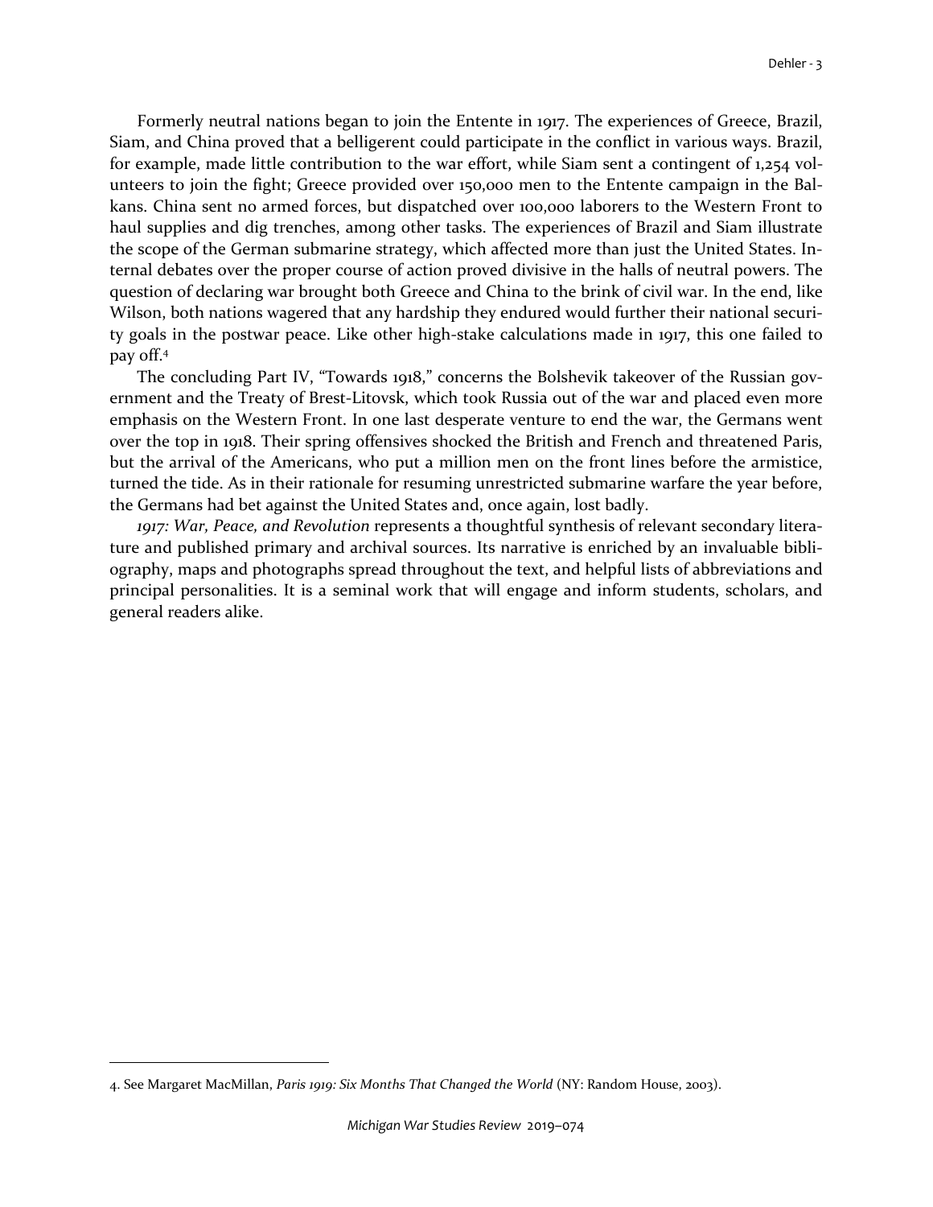Formerly neutral nations began to join the Entente in 1917. The experiences of Greece, Brazil, Siam, and China proved that a belligerent could participate in the conflict in various ways. Brazil, for example, made little contribution to the war effort, while Siam sent a contingent of 1,254 volunteers to join the fight; Greece provided over 150,000 men to the Entente campaign in the Balkans. China sent no armed forces, but dispatched over 100,000 laborers to the Western Front to haul supplies and dig trenches, among other tasks. The experiences of Brazil and Siam illustrate the scope of the German submarine strategy, which affected more than just the United States. Internal debates over the proper course of action proved divisive in the halls of neutral powers. The question of declaring war brought both Greece and China to the brink of civil war. In the end, like Wilson, both nations wagered that any hardship they endured would further their national security goals in the postwar peace. Like other high-stake calculations made in 1917, this one failed to pay off.[4]

The concluding Part IV, "Towards 1918," concerns the Bolshevik takeover of the Russian government and the Treaty of Brest-Litovsk, which took Russia out of the war and placed even more emphasis on the Western Front. In one last desperate venture to end the war, the Germans went over the top in 1918. Their spring offensives shocked the British and French and threatened Paris, but the arrival of the Americans, who put a million men on the front lines before the armistice, turned the tide. As in their rationale for resuming unrestricted submarine warfare the year before, the Germans had bet against the United States and, once again, lost badly.

*1917: War, Peace, and Revolution* represents a thoughtful synthesis of relevant secondary literature and published primary and archival sources. Its narrative is enriched by an invaluable bibliography, maps and photographs spread throughout the text, and helpful lists of abbreviations and principal personalities. It is a seminal work that will engage and inform students, scholars, and general readers alike.

---

4. See Margaret MacMillan, *Paris 1919: Six Months That Changed the World* (NY: Random House, 2003).